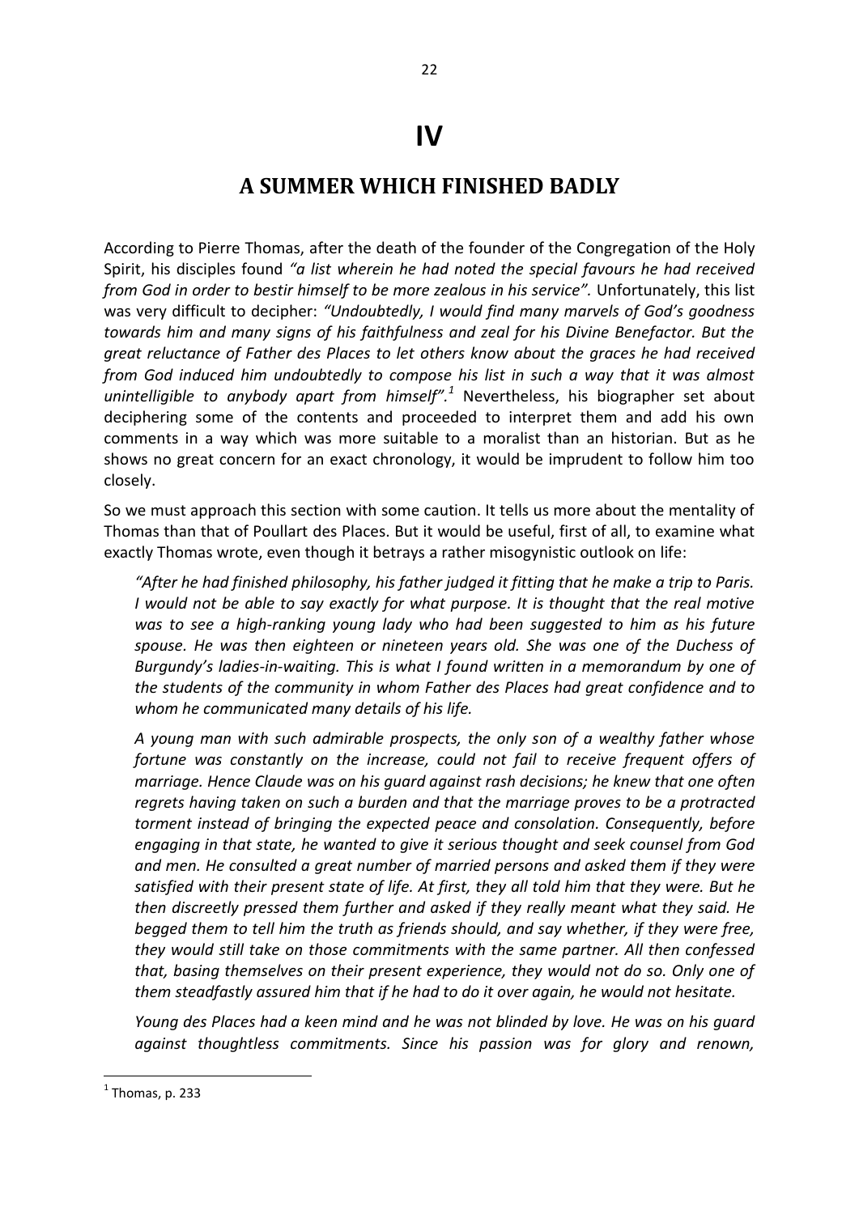# IV

## A SUMMER WHICH FINISHED BADLY

According to Pierre Thomas, after the death of the founder of the Congregation of the Holy Spirit, his disciples found *"a list wherein he had noted the special favours he had received from God in order to bestir himself to be more zealous in his service".* Unfortunately, this list was very difficult to decipher: *"Undoubtedly, I would find many marvels of God's goodness towards him and many signs of his faithfulness and zeal for his Divine Benefactor. But the great reluctance of Father des Places to let others know about the graces he had received from God induced him undoubtedly to compose his list in such a way that it was almost unintelligible to anybody apart from himself".*[1] Nevertheless, his biographer set about deciphering some of the contents and proceeded to interpret them and add his own comments in a way which was more suitable to a moralist than an historian. But as he shows no great concern for an exact chronology, it would be imprudent to follow him too closely.

So we must approach this section with some caution. It tells us more about the mentality of Thomas than that of Poullart des Places. But it would be useful, first of all, to examine what exactly Thomas wrote, even though it betrays a rather misogynistic outlook on life:

> *"After he had finished philosophy, his father judged it fitting that he make a trip to Paris. I would not be able to say exactly for what purpose. It is thought that the real motive was to see a high-ranking young lady who had been suggested to him as his future spouse. He was then eighteen or nineteen years old. She was one of the Duchess of Burgundy's ladies-in-waiting. This is what I found written in a memorandum by one of the students of the community in whom Father des Places had great confidence and to whom he communicated many details of his life.*
>
> *A young man with such admirable prospects, the only son of a wealthy father whose fortune was constantly on the increase, could not fail to receive frequent offers of marriage. Hence Claude was on his guard against rash decisions; he knew that one often regrets having taken on such a burden and that the marriage proves to be a protracted torment instead of bringing the expected peace and consolation. Consequently, before engaging in that state, he wanted to give it serious thought and seek counsel from God and men. He consulted a great number of married persons and asked them if they were satisfied with their present state of life. At first, they all told him that they were. But he then discreetly pressed them further and asked if they really meant what they said. He begged them to tell him the truth as friends should, and say whether, if they were free, they would still take on those commitments with the same partner. All then confessed that, basing themselves on their present experience, they would not do so. Only one of them steadfastly assured him that if he had to do it over again, he would not hesitate.*
>
> *Young des Places had a keen mind and he was not blinded by love. He was on his guard against thoughtless commitments. Since his passion was for glory and renown,*

[1] Thomas, p. 233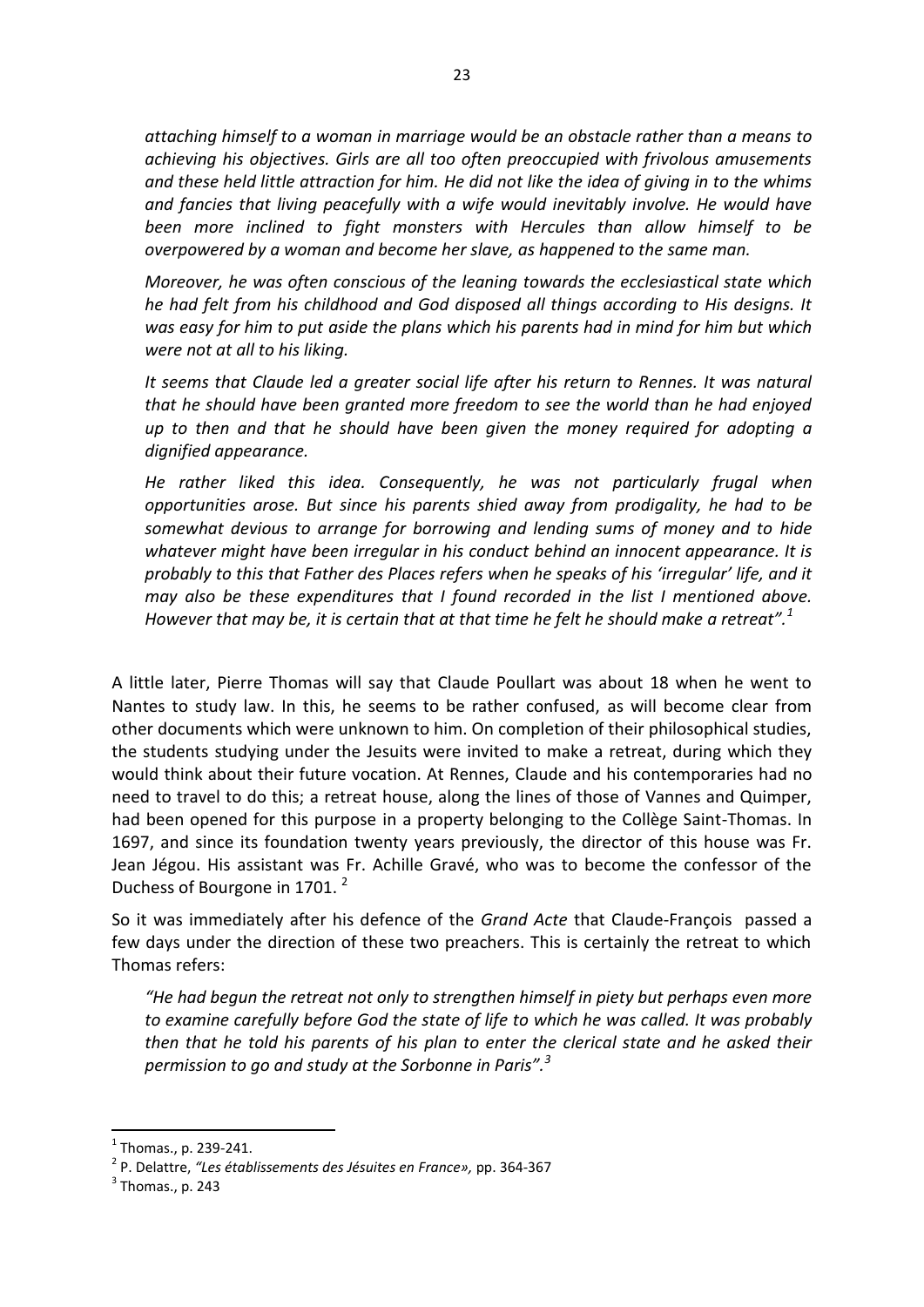*attaching himself to a woman in marriage would be an obstacle rather than a means to achieving his objectives. Girls are all too often preoccupied with frivolous amusements and these held little attraction for him. He did not like the idea of giving in to the whims and fancies that living peacefully with a wife would inevitably involve. He would have been more inclined to fight monsters with Hercules than allow himself to be overpowered by a woman and become her slave, as happened to the same man.*

*Moreover, he was often conscious of the leaning towards the ecclesiastical state which he had felt from his childhood and God disposed all things according to His designs. It was easy for him to put aside the plans which his parents had in mind for him but which were not at all to his liking.*

*It seems that Claude led a greater social life after his return to Rennes. It was natural that he should have been granted more freedom to see the world than he had enjoyed up to then and that he should have been given the money required for adopting a dignified appearance.*

*He rather liked this idea. Consequently, he was not particularly frugal when opportunities arose. But since his parents shied away from prodigality, he had to be somewhat devious to arrange for borrowing and lending sums of money and to hide whatever might have been irregular in his conduct behind an innocent appearance. It is probably to this that Father des Places refers when he speaks of his 'irregular' life, and it may also be these expenditures that I found recorded in the list I mentioned above. However that may be, it is certain that at that time he felt he should make a retreat".*[1]

A little later, Pierre Thomas will say that Claude Poullart was about 18 when he went to Nantes to study law. In this, he seems to be rather confused, as will become clear from other documents which were unknown to him. On completion of their philosophical studies, the students studying under the Jesuits were invited to make a retreat, during which they would think about their future vocation. At Rennes, Claude and his contemporaries had no need to travel to do this; a retreat house, along the lines of those of Vannes and Quimper, had been opened for this purpose in a property belonging to the Collège Saint-Thomas. In 1697, and since its foundation twenty years previously, the director of this house was Fr. Jean Jégou. His assistant was Fr. Achille Gravé, who was to become the confessor of the Duchess of Bourgone in 1701. [2]

So it was immediately after his defence of the *Grand Acte* that Claude-François passed a few days under the direction of these two preachers. This is certainly the retreat to which Thomas refers:

*"He had begun the retreat not only to strengthen himself in piety but perhaps even more to examine carefully before God the state of life to which he was called. It was probably then that he told his parents of his plan to enter the clerical state and he asked their permission to go and study at the Sorbonne in Paris".*[3]

---

[1] Thomas., p. 239-241.

[2] P. Delattre, *"Les établissements des Jésuites en France»,* pp. 364-367

[3] Thomas., p. 243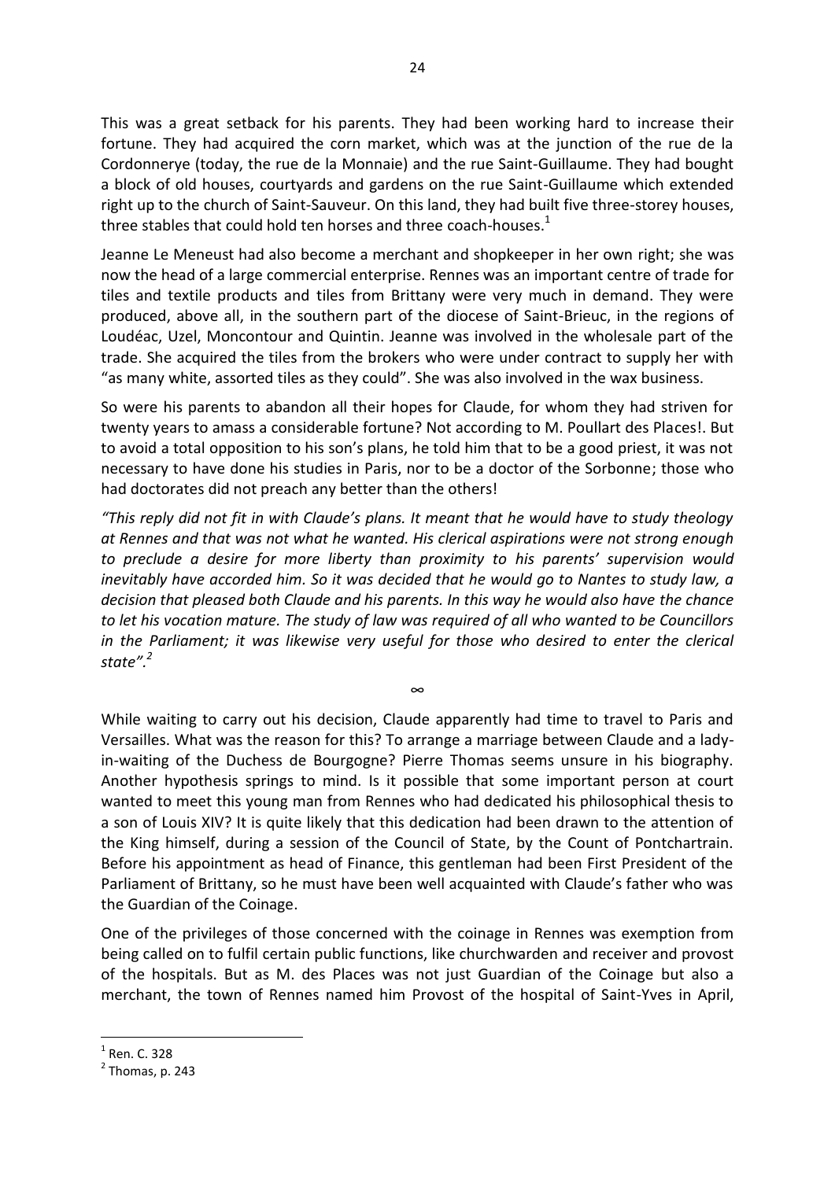This was a great setback for his parents. They had been working hard to increase their fortune. They had acquired the corn market, which was at the junction of the rue de la Cordonnerye (today, the rue de la Monnaie) and the rue Saint-Guillaume. They had bought a block of old houses, courtyards and gardens on the rue Saint-Guillaume which extended right up to the church of Saint-Sauveur. On this land, they had built five three-storey houses, three stables that could hold ten horses and three coach-houses.[1]

Jeanne Le Meneust had also become a merchant and shopkeeper in her own right; she was now the head of a large commercial enterprise. Rennes was an important centre of trade for tiles and textile products and tiles from Brittany were very much in demand. They were produced, above all, in the southern part of the diocese of Saint-Brieuc, in the regions of Loudéac, Uzel, Moncontour and Quintin. Jeanne was involved in the wholesale part of the trade. She acquired the tiles from the brokers who were under contract to supply her with "as many white, assorted tiles as they could". She was also involved in the wax business.

So were his parents to abandon all their hopes for Claude, for whom they had striven for twenty years to amass a considerable fortune? Not according to M. Poullart des Places!. But to avoid a total opposition to his son's plans, he told him that to be a good priest, it was not necessary to have done his studies in Paris, nor to be a doctor of the Sorbonne; those who had doctorates did not preach any better than the others!

*"This reply did not fit in with Claude's plans. It meant that he would have to study theology at Rennes and that was not what he wanted. His clerical aspirations were not strong enough to preclude a desire for more liberty than proximity to his parents' supervision would inevitably have accorded him. So it was decided that he would go to Nantes to study law, a decision that pleased both Claude and his parents. In this way he would also have the chance to let his vocation mature. The study of law was required of all who wanted to be Councillors in the Parliament; it was likewise very useful for those who desired to enter the clerical state".*[2]

∞

While waiting to carry out his decision, Claude apparently had time to travel to Paris and Versailles. What was the reason for this? To arrange a marriage between Claude and a lady-in-waiting of the Duchess de Bourgogne? Pierre Thomas seems unsure in his biography. Another hypothesis springs to mind. Is it possible that some important person at court wanted to meet this young man from Rennes who had dedicated his philosophical thesis to a son of Louis XIV? It is quite likely that this dedication had been drawn to the attention of the King himself, during a session of the Council of State, by the Count of Pontchartrain. Before his appointment as head of Finance, this gentleman had been First President of the Parliament of Brittany, so he must have been well acquainted with Claude's father who was the Guardian of the Coinage.

One of the privileges of those concerned with the coinage in Rennes was exemption from being called on to fulfil certain public functions, like churchwarden and receiver and provost of the hospitals. But as M. des Places was not just Guardian of the Coinage but also a merchant, the town of Rennes named him Provost of the hospital of Saint-Yves in April,

---

[1] Ren. C. 328

[2] Thomas, p. 243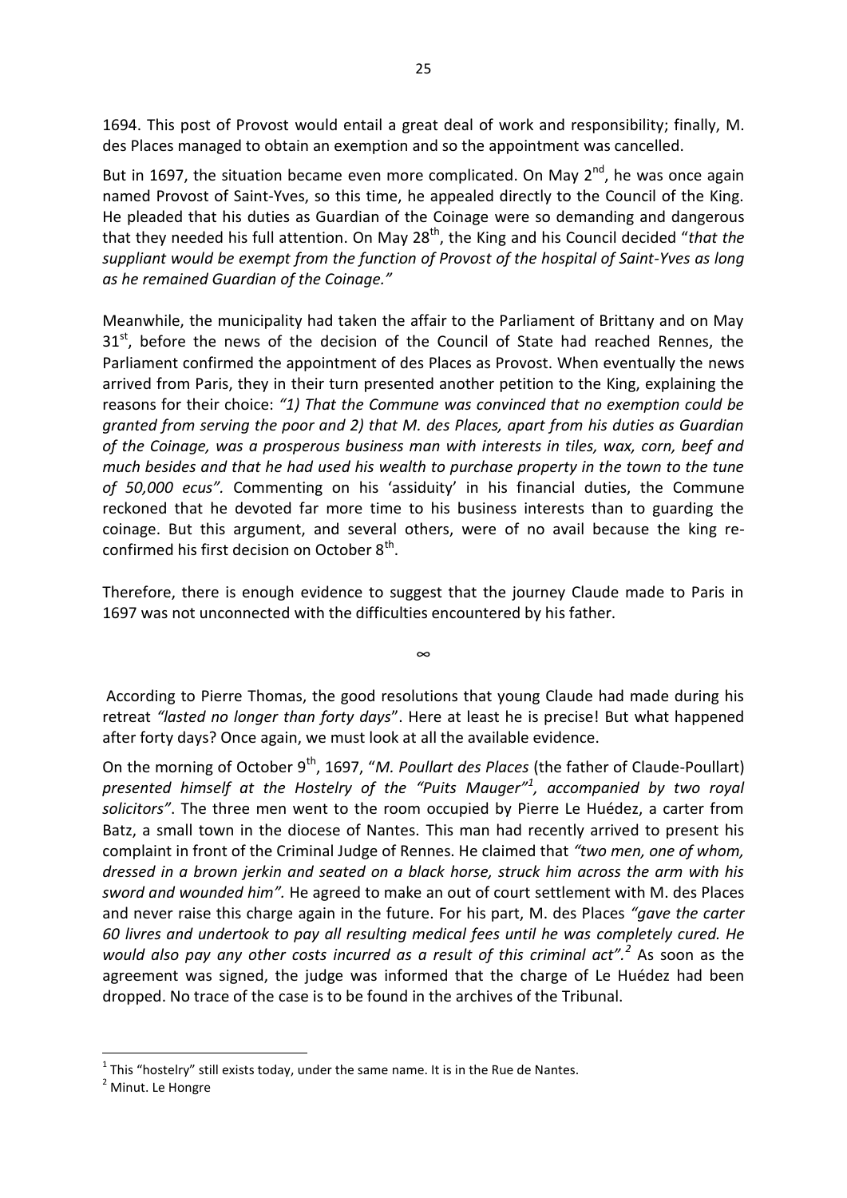1694. This post of Provost would entail a great deal of work and responsibility; finally, M. des Places managed to obtain an exemption and so the appointment was cancelled.

But in 1697, the situation became even more complicated. On May 2nd, he was once again named Provost of Saint-Yves, so this time, he appealed directly to the Council of the King. He pleaded that his duties as Guardian of the Coinage were so demanding and dangerous that they needed his full attention. On May 28th, the King and his Council decided "*that the suppliant would be exempt from the function of Provost of the hospital of Saint-Yves as long as he remained Guardian of the Coinage.*"

Meanwhile, the municipality had taken the affair to the Parliament of Brittany and on May 31st, before the news of the decision of the Council of State had reached Rennes, the Parliament confirmed the appointment of des Places as Provost. When eventually the news arrived from Paris, they in their turn presented another petition to the King, explaining the reasons for their choice: *"1) That the Commune was convinced that no exemption could be granted from serving the poor and 2) that M. des Places, apart from his duties as Guardian of the Coinage, was a prosperous business man with interests in tiles, wax, corn, beef and much besides and that he had used his wealth to purchase property in the town to the tune of 50,000 ecus".* Commenting on his 'assiduity' in his financial duties, the Commune reckoned that he devoted far more time to his business interests than to guarding the coinage. But this argument, and several others, were of no avail because the king re-confirmed his first decision on October 8th.

Therefore, there is enough evidence to suggest that the journey Claude made to Paris in 1697 was not unconnected with the difficulties encountered by his father.

∞

According to Pierre Thomas, the good resolutions that young Claude had made during his retreat *"lasted no longer than forty days*". Here at least he is precise! But what happened after forty days? Once again, we must look at all the available evidence.

On the morning of October 9th, 1697, "*M. Poullart des Places* (the father of Claude-Poullart) *presented himself at the Hostelry of the "Puits Mauger"*[1]*, accompanied by two royal solicitors"*. The three men went to the room occupied by Pierre Le Huédez, a carter from Batz, a small town in the diocese of Nantes. This man had recently arrived to present his complaint in front of the Criminal Judge of Rennes. He claimed that *"two men, one of whom, dressed in a brown jerkin and seated on a black horse, struck him across the arm with his sword and wounded him".* He agreed to make an out of court settlement with M. des Places and never raise this charge again in the future. For his part, M. des Places *"gave the carter 60 livres and undertook to pay all resulting medical fees until he was completely cured. He would also pay any other costs incurred as a result of this criminal act".*[2] As soon as the agreement was signed, the judge was informed that the charge of Le Huédez had been dropped. No trace of the case is to be found in the archives of the Tribunal.

---

[1] This "hostelry" still exists today, under the same name. It is in the Rue de Nantes.

[2] Minut. Le Hongre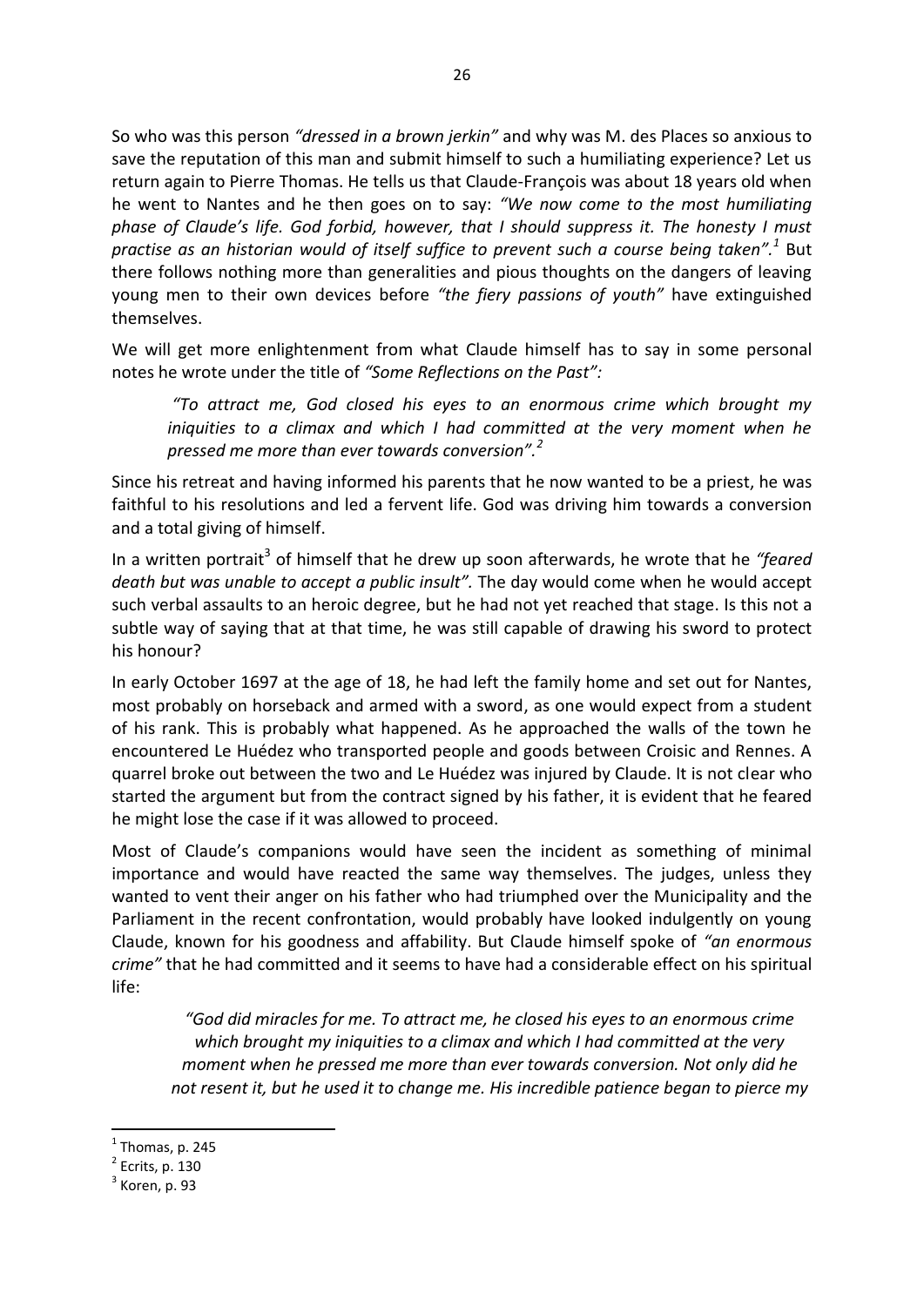So who was this person *"dressed in a brown jerkin"* and why was M. des Places so anxious to save the reputation of this man and submit himself to such a humiliating experience? Let us return again to Pierre Thomas. He tells us that Claude-François was about 18 years old when he went to Nantes and he then goes on to say: *"We now come to the most humiliating phase of Claude's life. God forbid, however, that I should suppress it. The honesty I must practise as an historian would of itself suffice to prevent such a course being taken".*[1] But there follows nothing more than generalities and pious thoughts on the dangers of leaving young men to their own devices before *"the fiery passions of youth"* have extinguished themselves.

We will get more enlightenment from what Claude himself has to say in some personal notes he wrote under the title of *"Some Reflections on the Past":*

> *"To attract me, God closed his eyes to an enormous crime which brought my iniquities to a climax and which I had committed at the very moment when he pressed me more than ever towards conversion".*[2]

Since his retreat and having informed his parents that he now wanted to be a priest, he was faithful to his resolutions and led a fervent life. God was driving him towards a conversion and a total giving of himself.

In a written portrait[3] of himself that he drew up soon afterwards, he wrote that he *"feared death but was unable to accept a public insult".* The day would come when he would accept such verbal assaults to an heroic degree, but he had not yet reached that stage. Is this not a subtle way of saying that at that time, he was still capable of drawing his sword to protect his honour?

In early October 1697 at the age of 18, he had left the family home and set out for Nantes, most probably on horseback and armed with a sword, as one would expect from a student of his rank. This is probably what happened. As he approached the walls of the town he encountered Le Huédez who transported people and goods between Croisic and Rennes. A quarrel broke out between the two and Le Huédez was injured by Claude. It is not clear who started the argument but from the contract signed by his father, it is evident that he feared he might lose the case if it was allowed to proceed.

Most of Claude's companions would have seen the incident as something of minimal importance and would have reacted the same way themselves. The judges, unless they wanted to vent their anger on his father who had triumphed over the Municipality and the Parliament in the recent confrontation, would probably have looked indulgently on young Claude, known for his goodness and affability. But Claude himself spoke of *"an enormous crime"* that he had committed and it seems to have had a considerable effect on his spiritual life:

> *"God did miracles for me. To attract me, he closed his eyes to an enormous crime which brought my iniquities to a climax and which I had committed at the very moment when he pressed me more than ever towards conversion. Not only did he not resent it, but he used it to change me. His incredible patience began to pierce my*

[1] Thomas, p. 245

[2] Ecrits, p. 130

[3] Koren, p. 93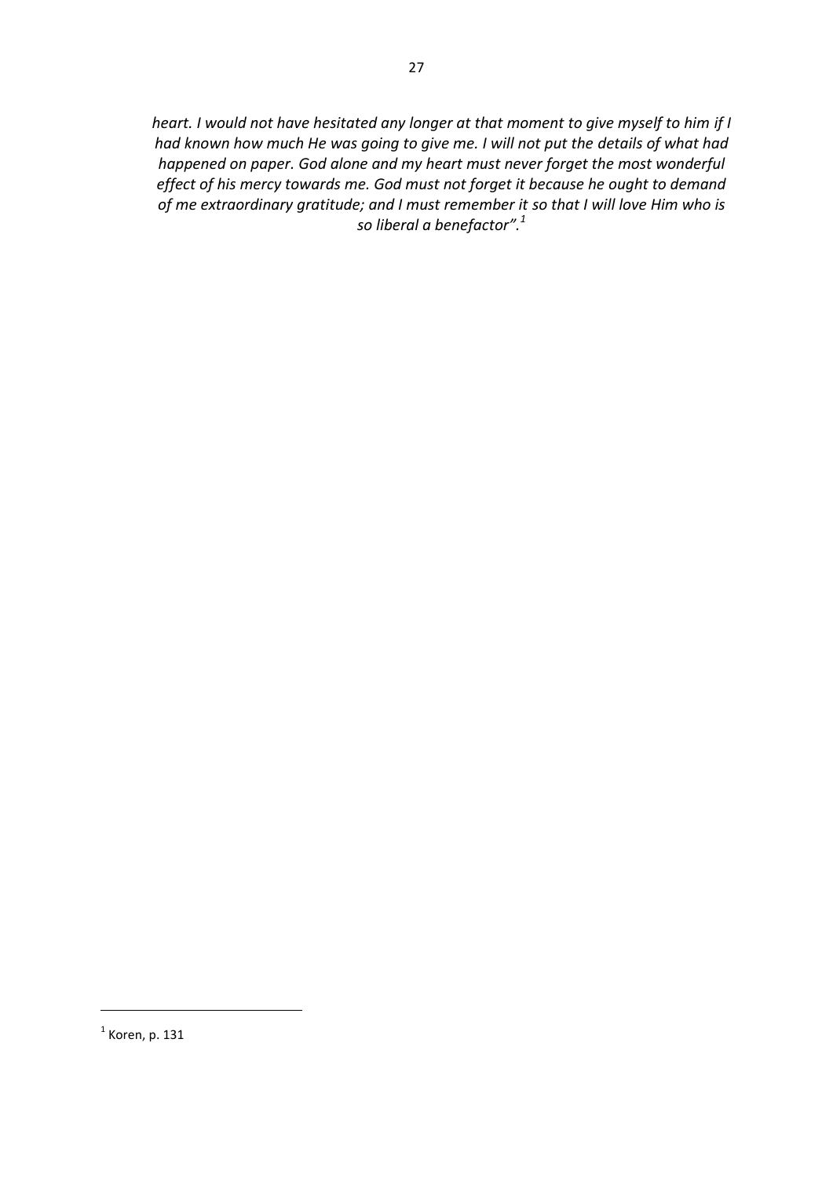*heart. I would not have hesitated any longer at that moment to give myself to him if I had known how much He was going to give me. I will not put the details of what had happened on paper. God alone and my heart must never forget the most wonderful effect of his mercy towards me. God must not forget it because he ought to demand of me extraordinary gratitude; and I must remember it so that I will love Him who is so liberal a benefactor".*[1]

[1] Koren, p. 131